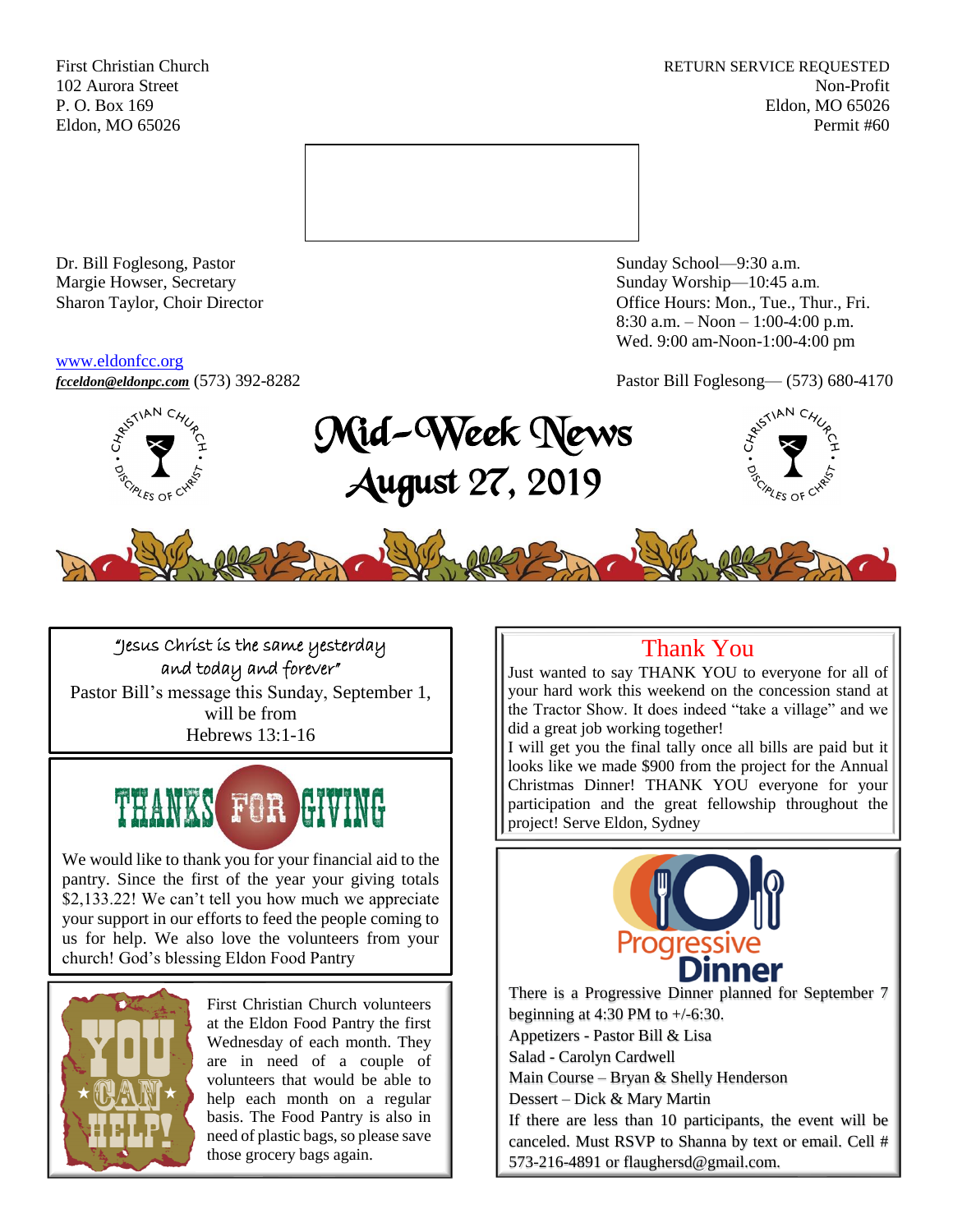First Christian Church
102 Aurora Street
P. O. Box 169
Eldon, MO 65026

RETURN SERVICE REQUESTED
Non-Profit
Eldon, MO 65026
Permit #60

Dr. Bill Foglesong, Pastor
Margie Howser, Secretary
Sharon Taylor, Choir Director

Sunday School—9:30 a.m.
Sunday Worship—10:45 a.m.
Office Hours: Mon., Tue., Thur., Fri.
8:30 a.m. – Noon – 1:00-4:00 p.m.
Wed. 9:00 am-Noon-1:00-4:00 pm

www.eldonfcc.org
***fcceldon@eldonpc.com*** (573) 392-8282

Pastor Bill Foglesong— (573) 680-4170

# Mid-Week News
# August 27, 2019

"Jesus Christ is the same yesterday and today and forever"

Pastor Bill's message this Sunday, September 1, will be from
Hebrews 13:1-16

## THANKS FOR GIVING

We would like to thank you for your financial aid to the pantry. Since the first of the year your giving totals $2,133.22! We can't tell you how much we appreciate your support in our efforts to feed the people coming to us for help. We also love the volunteers from your church! God's blessing Eldon Food Pantry

## YOU CAN HELP!

First Christian Church volunteers at the Eldon Food Pantry the first Wednesday of each month. They are in need of a couple of volunteers that would be able to help each month on a regular basis. The Food Pantry is also in need of plastic bags, so please save those grocery bags again.

## Thank You

Just wanted to say THANK YOU to everyone for all of your hard work this weekend on the concession stand at the Tractor Show. It does indeed "take a village" and we did a great job working together!

I will get you the final tally once all bills are paid but it looks like we made $900 from the project for the Annual Christmas Dinner! THANK YOU everyone for your participation and the great fellowship throughout the project! Serve Eldon, Sydney

## Progressive Dinner

There is a Progressive Dinner planned for September 7 beginning at 4:30 PM to +/-6:30.

Appetizers - Pastor Bill & Lisa
Salad - Carolyn Cardwell
Main Course – Bryan & Shelly Henderson
Dessert – Dick & Mary Martin

If there are less than 10 participants, the event will be canceled. Must RSVP to Shanna by text or email. Cell # 573-216-4891 or flaughersd@gmail.com.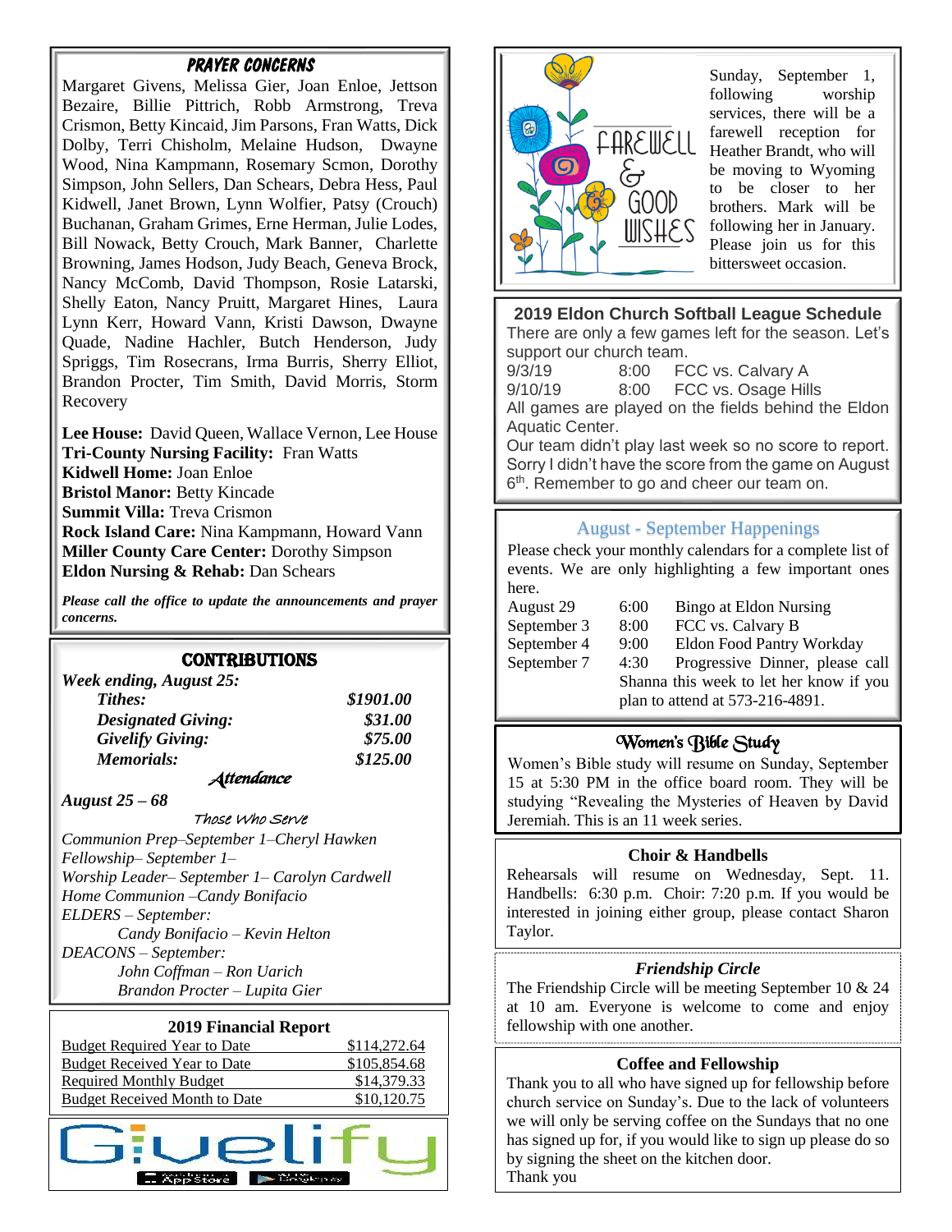## PRAYER CONCERNS

Margaret Givens, Melissa Gier, Joan Enloe, Jettson Bezaire, Billie Pittrich, Robb Armstrong, Treva Crismon, Betty Kincaid, Jim Parsons, Fran Watts, Dick Dolby, Terri Chisholm, Melaine Hudson, Dwayne Wood, Nina Kampmann, Rosemary Scmon, Dorothy Simpson, John Sellers, Dan Schears, Debra Hess, Paul Kidwell, Janet Brown, Lynn Wolfier, Patsy (Crouch) Buchanan, Graham Grimes, Erne Herman, Julie Lodes, Bill Nowack, Betty Crouch, Mark Banner, Charlette Browning, James Hodson, Judy Beach, Geneva Brock, Nancy McComb, David Thompson, Rosie Latarski, Shelly Eaton, Nancy Pruitt, Margaret Hines, Laura Lynn Kerr, Howard Vann, Kristi Dawson, Dwayne Quade, Nadine Hachler, Butch Henderson, Judy Spriggs, Tim Rosecrans, Irma Burris, Sherry Elliot, Brandon Procter, Tim Smith, David Morris, Storm Recovery

**Lee House:** David Queen, Wallace Vernon, Lee House
**Tri-County Nursing Facility:** Fran Watts
**Kidwell Home:** Joan Enloe
**Bristol Manor:** Betty Kincade
**Summit Villa:** Treva Crismon
**Rock Island Care:** Nina Kampmann, Howard Vann
**Miller County Care Center:** Dorothy Simpson
**Eldon Nursing & Rehab:** Dan Schears

***Please call the office to update the announcements and prayer concerns.***

## CONTRIBUTIONS

***Week ending, August 25:***

| | |
|---|---|
| ***Tithes:*** | ***$1901.00*** |
| ***Designated Giving:*** | ***$31.00*** |
| ***Givelify Giving:*** | ***$75.00*** |
| ***Memorials:*** | ***$125.00*** |

### *Attendance*

***August 25 – 68***

*Those Who Serve*

*Communion Prep–September 1–Cheryl Hawken*
*Fellowship– September 1–*
*Worship Leader– September 1– Carolyn Cardwell*
*Home Communion –Candy Bonifacio*
*ELDERS – September:*
*Candy Bonifacio – Kevin Helton*
*DEACONS – September:*
*John Coffman – Ron Uarich*
*Brandon Procter – Lupita Gier*

### 2019 Financial Report

| | |
|---|---|
| Budget Required Year to Date | $114,272.64 |
| Budget Received Year to Date | $105,854.68 |
| Required Monthly Budget | $14,379.33 |
| Budget Received Month to Date | $10,120.75 |

Givelify

FAREWELL & GOOD WISHES

Sunday, September 1, following worship services, there will be a farewell reception for Heather Brandt, who will be moving to Wyoming to be closer to her brothers. Mark will be following her in January. Please join us for this bittersweet occasion.

### 2019 Eldon Church Softball League Schedule

There are only a few games left for the season. Let's support our church team.

| | | |
|---|---|---|
| 9/3/19 | 8:00 | FCC vs. Calvary A |
| 9/10/19 | 8:00 | FCC vs. Osage Hills |

All games are played on the fields behind the Eldon Aquatic Center.
Our team didn't play last week so no score to report. Sorry I didn't have the score from the game on August 6th. Remember to go and cheer our team on.

### August - September Happenings

Please check your monthly calendars for a complete list of events. We are only highlighting a few important ones here.

| | | |
|---|---|---|
| August 29 | 6:00 | Bingo at Eldon Nursing |
| September 3 | 8:00 | FCC vs. Calvary B |
| September 4 | 9:00 | Eldon Food Pantry Workday |
| September 7 | 4:30 | Progressive Dinner, please call Shanna this week to let her know if you plan to attend at 573-216-4891. |

### Women's Bible Study

Women's Bible study will resume on Sunday, September 15 at 5:30 PM in the office board room. They will be studying "Revealing the Mysteries of Heaven by David Jeremiah. This is an 11 week series.

### Choir & Handbells

Rehearsals will resume on Wednesday, Sept. 11. Handbells: 6:30 p.m. Choir: 7:20 p.m. If you would be interested in joining either group, please contact Sharon Taylor.

### *Friendship Circle*

The Friendship Circle will be meeting September 10 & 24 at 10 am. Everyone is welcome to come and enjoy fellowship with one another.

### Coffee and Fellowship

Thank you to all who have signed up for fellowship before church service on Sunday's. Due to the lack of volunteers we will only be serving coffee on the Sundays that no one has signed up for, if you would like to sign up please do so by signing the sheet on the kitchen door.
Thank you